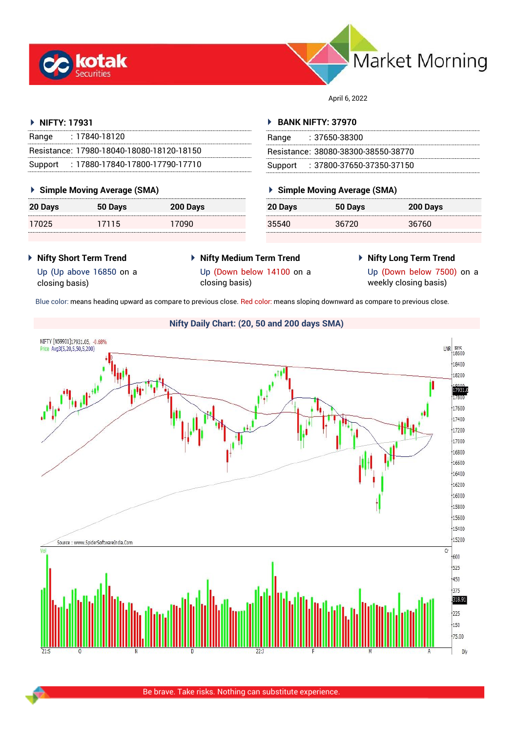# Market Morning

April 6, 2022

## NIFTY: 17931

| | |
|---|---|
| Range | : 17840-18120 |
| Resistance: | 17980-18040-18080-18120-18150 |
| Support | : 17880-17840-17800-17790-17710 |

### Simple Moving Average (SMA)

| 20 Days | 50 Days | 200 Days |
|---|---|---|
| 17025 | 17115 | 17090 |

## BANK NIFTY: 37970

| | |
|---|---|
| Range | : 37650-38300 |
| Resistance: | 38080-38300-38550-38770 |
| Support | : 37800-37650-37350-37150 |

### Simple Moving Average (SMA)

| 20 Days | 50 Days | 200 Days |
|---|---|---|
| 35540 | 36720 | 36760 |

**Nifty Short Term Trend**

Up (Up above 16850 on a closing basis)

**Nifty Medium Term Trend**

Up (Down below 14100 on a closing basis)

**Nifty Long Term Trend**

Up (Down below 7500) on a weekly closing basis)

Blue color: means heading upward as compare to previous close. Red color: means sloping downward as compare to previous close.

**Nifty Daily Chart: (20, 50 and 200 days SMA)**

Be brave. Take risks. Nothing can substitute experience.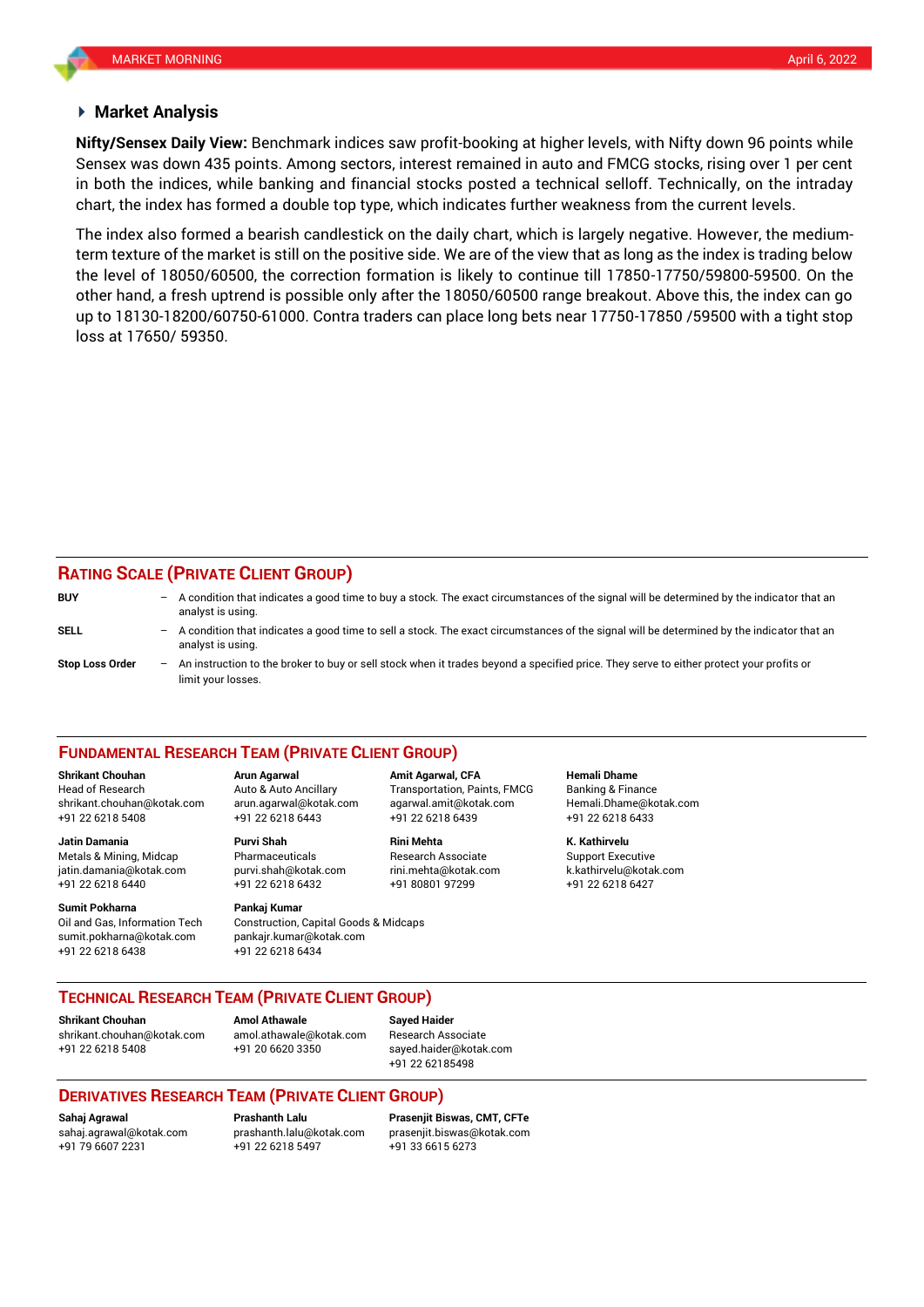## Market Analysis

**Nifty/Sensex Daily View:** Benchmark indices saw profit-booking at higher levels, with Nifty down 96 points while Sensex was down 435 points. Among sectors, interest remained in auto and FMCG stocks, rising over 1 per cent in both the indices, while banking and financial stocks posted a technical selloff. Technically, on the intraday chart, the index has formed a double top type, which indicates further weakness from the current levels.

The index also formed a bearish candlestick on the daily chart, which is largely negative. However, the medium-term texture of the market is still on the positive side. We are of the view that as long as the index is trading below the level of 18050/60500, the correction formation is likely to continue till 17850-17750/59800-59500. On the other hand, a fresh uptrend is possible only after the 18050/60500 range breakout. Above this, the index can go up to 18130-18200/60750-61000. Contra traders can place long bets near 17750-17850 /59500 with a tight stop loss at 17650/ 59350.

## RATING SCALE (PRIVATE CLIENT GROUP)

**BUY** – A condition that indicates a good time to buy a stock. The exact circumstances of the signal will be determined by the indicator that an analyst is using.

**SELL** – A condition that indicates a good time to sell a stock. The exact circumstances of the signal will be determined by the indicator that an analyst is using.

**Stop Loss Order** – An instruction to the broker to buy or sell stock when it trades beyond a specified price. They serve to either protect your profits or limit your losses.

## FUNDAMENTAL RESEARCH TEAM (PRIVATE CLIENT GROUP)

**Shrikant Chouhan**
Head of Research
shrikant.chouhan@kotak.com
+91 22 6218 5408

**Arun Agarwal**
Auto & Auto Ancillary
arun.agarwal@kotak.com
+91 22 6218 6443

**Amit Agarwal, CFA**
Transportation, Paints, FMCG
agarwal.amit@kotak.com
+91 22 6218 6439

**Hemali Dhame**
Banking & Finance
Hemali.Dhame@kotak.com
+91 22 6218 6433

**Jatin Damania**
Metals & Mining, Midcap
jatin.damania@kotak.com
+91 22 6218 6440

**Purvi Shah**
Pharmaceuticals
purvi.shah@kotak.com
+91 22 6218 6432

**Rini Mehta**
Research Associate
rini.mehta@kotak.com
+91 80801 97299

**K. Kathirvelu**
Support Executive
k.kathirvelu@kotak.com
+91 22 6218 6427

**Sumit Pokharna**
Oil and Gas, Information Tech
sumit.pokharna@kotak.com
+91 22 6218 6438

**Pankaj Kumar**
Construction, Capital Goods & Midcaps
pankajr.kumar@kotak.com
+91 22 6218 6434

## TECHNICAL RESEARCH TEAM (PRIVATE CLIENT GROUP)

**Shrikant Chouhan**
shrikant.chouhan@kotak.com
+91 22 6218 5408

**Amol Athawale**
amol.athawale@kotak.com
+91 20 6620 3350

**Sayed Haider**
Research Associate
sayed.haider@kotak.com
+91 22 62185498

## DERIVATIVES RESEARCH TEAM (PRIVATE CLIENT GROUP)

**Sahaj Agrawal**
sahaj.agrawal@kotak.com
+91 79 6607 2231

**Prashanth Lalu**
prashanth.lalu@kotak.com
+91 22 6218 5497

**Prasenjit Biswas, CMT, CFTe**
prasenjit.biswas@kotak.com
+91 33 6615 6273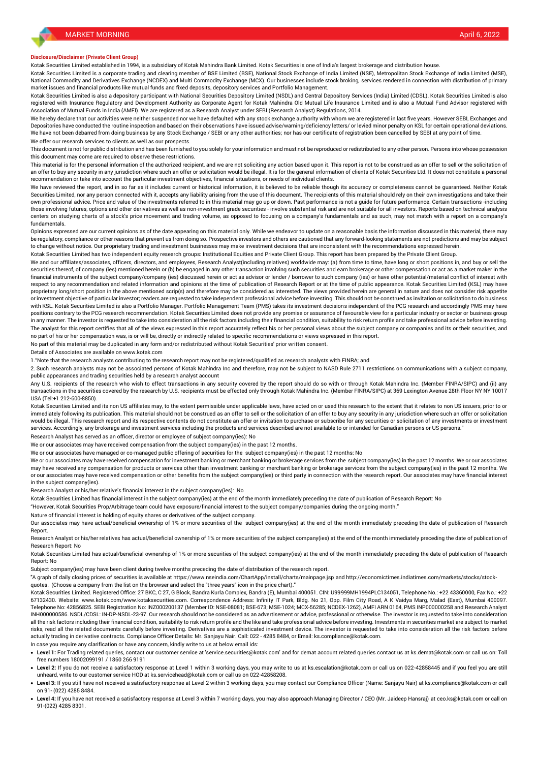**Disclosure/Disclaimer (Private Client Group)**

Kotak Securities Limited established in 1994, is a subsidiary of Kotak Mahindra Bank Limited. Kotak Securities is one of India's largest brokerage and distribution house.

Kotak Securities Limited is a corporate trading and clearing member of BSE Limited (BSE), National Stock Exchange of India Limited (NSE), Metropolitan Stock Exchange of India Limited (MSE), National Commodity and Derivatives Exchange (NCDEX) and Multi Commodity Exchange (MCX). Our businesses include stock broking, services rendered in connection with distribution of primary market issues and financial products like mutual funds and fixed deposits, depository services and Portfolio Management.

Kotak Securities Limited is also a depository participant with National Securities Depository Limited (NSDL) and Central Depository Services (India) Limited (CDSL). Kotak Securities Limited is also registered with Insurance Regulatory and Development Authority as Corporate Agent for Kotak Mahindra Old Mutual Life Insurance Limited and is also a Mutual Fund Advisor registered with Association of Mutual Funds in India (AMFI). We are registered as a Research Analyst under SEBI (Research Analyst) Regulations, 2014.

We hereby declare that our activities were neither suspended nor we have defaulted with any stock exchange authority with whom we are registered in last five years. However SEBI, Exchanges and Depositories have conducted the routine inspection and based on their observations have issued advise/warning/deficiency letters/ or levied minor penalty on KSL for certain operational deviations. We have not been debarred from doing business by any Stock Exchange / SEBI or any other authorities; nor has our certificate of registration been cancelled by SEBI at any point of time.

We offer our research services to clients as well as our prospects.

This document is not for public distribution and has been furnished to you solely for your information and must not be reproduced or redistributed to any other person. Persons into whose possession this document may come are required to observe these restrictions.

This material is for the personal information of the authorized recipient, and we are not soliciting any action based upon it. This report is not to be construed as an offer to sell or the solicitation of an offer to buy any security in any jurisdiction where such an offer or solicitation would be illegal. It is for the general information of clients of Kotak Securities Ltd. It does not constitute a personal recommendation or take into account the particular investment objectives, financial situations, or needs of individual clients.

We have reviewed the report, and in so far as it includes current or historical information, it is believed to be reliable though its accuracy or completeness cannot be guaranteed. Neither Kotak Securities Limited, nor any person connected with it, accepts any liability arising from the use of this document. The recipients of this material should rely on their own investigations and take their own professional advice. Price and value of the investments referred to in this material may go up or down. Past performance is not a guide for future performance. Certain transactions -including those involving futures, options and other derivatives as well as non-investment grade securities - involve substantial risk and are not suitable for all investors. Reports based on technical analysis centers on studying charts of a stock's price movement and trading volume, as opposed to focusing on a company's fundamentals and as such, may not match with a report on a company's fundamentals.

Opinions expressed are our current opinions as of the date appearing on this material only. While we endeavor to update on a reasonable basis the information discussed in this material, there may be regulatory, compliance or other reasons that prevent us from doing so. Prospective investors and others are cautioned that any forward-looking statements are not predictions and may be subject to change without notice. Our proprietary trading and investment businesses may make investment decisions that are inconsistent with the recommendations expressed herein.

Kotak Securities Limited has two independent equity research groups: Institutional Equities and Private Client Group. This report has been prepared by the Private Client Group.

We and our affiliates/associates, officers, directors, and employees, Research Analyst(including relatives) worldwide may: (a) from time to time, have long or short positions in, and buy or sell the securities thereof, of company (ies) mentioned herein or (b) be engaged in any other transaction involving such securities and earn brokerage or other compensation or act as a market maker in the financial instruments of the subject company/company (ies) discussed herein or act as advisor or lender / borrower to such company (ies) or have other potential/material conflict of interest with respect to any recommendation and related information and opinions at the time of publication of Research Report or at the time of public appearance. Kotak Securities Limited (KSL) may have proprietary long/short position in the above mentioned scrip(s) and therefore may be considered as interested. The views provided herein are general in nature and does not consider risk appetite or investment objective of particular investor; readers are requested to take independent professional advice before investing. This should not be construed as invitation or solicitation to do business with KSL. Kotak Securities Limited is also a Portfolio Manager. Portfolio Management Team (PMS) takes its investment decisions independent of the PCG research and accordingly PMS may have positions contrary to the PCG research recommendation. Kotak Securities Limited does not provide any promise or assurance of favourable view for a particular industry or sector or business group in any manner. The investor is requested to take into consideration all the risk factors including their financial condition, suitability to risk return profile and take professional advice before investing.

The analyst for this report certifies that all of the views expressed in this report accurately reflect his or her personal views about the subject company or companies and its or their securities, and no part of his or her compensation was, is or will be, directly or indirectly related to specific recommendations or views expressed in this report.

No part of this material may be duplicated in any form and/or redistributed without Kotak Securities' prior written consent.

Details of Associates are available on www.kotak.com

1."Note that the research analysts contributing to the research report may not be registered/qualified as research analysts with FINRA; and

2. Such research analysts may not be associated persons of Kotak Mahindra Inc and therefore, may not be subject to NASD Rule 2711 restrictions on communications with a subject company, public appearances and trading securities held by a research analyst account

Any U.S. recipients of the research who wish to effect transactions in any security covered by the report should do so with or through Kotak Mahindra Inc. (Member FINRA/SIPC) and (ii) any transactions in the securities covered by the research by U.S. recipients must be effected only through Kotak Mahindra Inc. (Member FINRA/SIPC) at 369 Lexington Avenue 28th Floor NY NY 10017 USA (Tel:+1 212-600-8850).

Kotak Securities Limited and its non US affiliates may, to the extent permissible under applicable laws, have acted on or used this research to the extent that it relates to non US issuers, prior to or immediately following its publication. This material should not be construed as an offer to sell or the solicitation of an offer to buy any security in any jurisdiction where such an offer or solicitation would be illegal. This research report and its respective contents do not constitute an offer or invitation to purchase or subscribe for any securities or solicitation of any investments or investment services. Accordingly, any brokerage and investment services including the products and services described are not available to or intended for Canadian persons or US persons."

Research Analyst has served as an officer, director or employee of subject company(ies): No

We or our associates may have received compensation from the subject company(ies) in the past 12 months.

We or our associates have managed or co-managed public offering of securities for the subject company(ies) in the past 12 months: No

We or our associates may have received compensation for investment banking or merchant banking or brokerage services from the subject company(ies) in the past 12 months. We or our associates may have received any compensation for products or services other than investment banking or merchant banking or brokerage services from the subject company(ies) in the past 12 months. We or our associates may have received compensation or other benefits from the subject company(ies) or third party in connection with the research report. Our associates may have financial interest in the subject company(ies).

Research Analyst or his/her relative's financial interest in the subject company(ies): No

Kotak Securities Limited has financial interest in the subject company(ies) at the end of the month immediately preceding the date of publication of Research Report: No

"However, Kotak Securities Prop/Arbitrage team could have exposure/financial interest to the subject company/companies during the ongoing month."

Nature of financial interest is holding of equity shares or derivatives of the subject company.

Our associates may have actual/beneficial ownership of 1% or more securities of the subject company(ies) at the end of the month immediately preceding the date of publication of Research Report.

Research Analyst or his/her relatives has actual/beneficial ownership of 1% or more securities of the subject company(ies) at the end of the month immediately preceding the date of publication of Research Report: No

Kotak Securities Limited has actual/beneficial ownership of 1% or more securities of the subject company(ies) at the end of the month immediately preceding the date of publication of Research Report: No

Subject company(ies) may have been client during twelve months preceding the date of distribution of the research report.

"A graph of daily closing prices of securities is available at https://www.nseindia.com/ChartApp/install/charts/mainpage.jsp and http://economictimes.indiatimes.com/markets/stocks/stock-quotes. (Choose a company from the list on the browser and select the "three years" icon in the price chart)."

Kotak Securities Limited. Registered Office: 27 BKC, C 27, G Block, Bandra Kurla Complex, Bandra (E), Mumbai 400051. CIN: U99999MH1994PLC134051, Telephone No.: +22 43360000, Fax No.: +22 67132430. Website: www.kotak.com/www.kotaksecurities.com. Correspondence Address: Infinity IT Park, Bldg. No 21, Opp. Film City Road, A K Vaidya Marg, Malad (East), Mumbai 400097. Telephone No: 42856825. SEBI Registration No: INZ000200137 (Member ID: NSE-08081; BSE-673; MSE-1024; MCX-56285; NCDEX-1262), AMFI ARN 0164, PMS INP000000258 and Research Analyst INH000000586. NSDL/CDSL: IN-DP-NSDL-23-97. Our research should not be considered as an advertisement or advice, professional or otherwise. The investor is requested to take into consideration all the risk factors including their financial condition, suitability to risk return profile and the like and take professional advice before investing. Investments in securities market are subject to market risks, read all the related documents carefully before investing. Derivatives are a sophisticated investment device. The investor is requested to take into consideration all the risk factors before actually trading in derivative contracts. Compliance Officer Details: Mr. Sanjayu Nair. Call: 022 - 4285 8484, or Email: ks.compliance@kotak.com.

In case you require any clarification or have any concern, kindly write to us at below email ids:

- **Level 1:** For Trading related queries, contact our customer service at 'service.securities@kotak.com' and for demat account related queries contact us at ks.demat@kotak.com or call us on: Toll free numbers 18002099191 / 1860 266 9191
- **Level 2:** If you do not receive a satisfactory response at Level 1 within 3 working days, you may write to us at ks.escalation@kotak.com or call us on 022-42858445 and if you feel you are still unheard, write to our customer service HOD at ks.servicehead@kotak.com or call us on 022-42858208.
- **Level 3:** If you still have not received a satisfactory response at Level 2 within 3 working days, you may contact our Compliance Officer (Name: Sanjayu Nair) at ks.compliance@kotak.com or call on 91- (022) 4285 8484.
- **Level 4:** If you have not received a satisfactory response at Level 3 within 7 working days, you may also approach Managing Director / CEO (Mr. Jaideep Hansraj) at ceo.ks@kotak.com or call on 91-(022) 4285 8301.